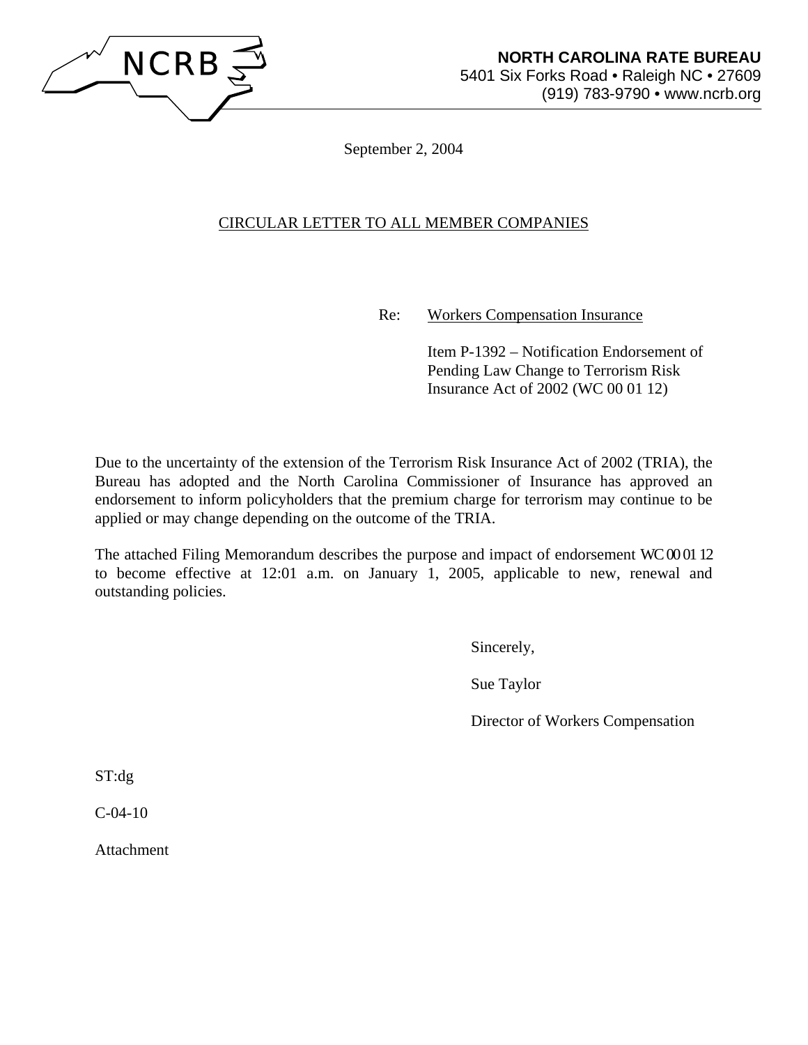NCRB

**NORTH CAROLINA RATE BUREAU**
5401 Six Forks Road • Raleigh NC • 27609
(919) 783-9790 • www.ncrb.org

September 2, 2004

CIRCULAR LETTER TO ALL MEMBER COMPANIES

Re: Workers Compensation Insurance

Item P-1392 – Notification Endorsement of Pending Law Change to Terrorism Risk Insurance Act of 2002 (WC 00 01 12)

Due to the uncertainty of the extension of the Terrorism Risk Insurance Act of 2002 (TRIA), the Bureau has adopted and the North Carolina Commissioner of Insurance has approved an endorsement to inform policyholders that the premium charge for terrorism may continue to be applied or may change depending on the outcome of the TRIA.

The attached Filing Memorandum describes the purpose and impact of endorsement WC 00 01 12 to become effective at 12:01 a.m. on January 1, 2005, applicable to new, renewal and outstanding policies.

Sincerely,

Sue Taylor

Director of Workers Compensation

ST:dg

C-04-10

Attachment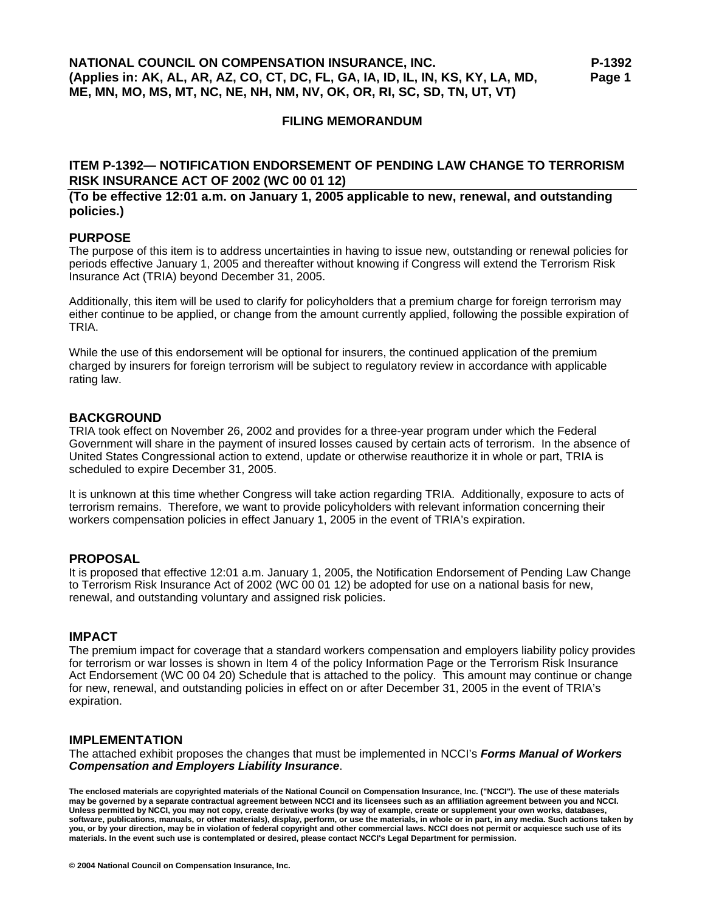**NATIONAL COUNCIL ON COMPENSATION INSURANCE, INC.**
**(Applies in: AK, AL, AR, AZ, CO, CT, DC, FL, GA, IA, ID, IL, IN, KS, KY, LA, MD, ME, MN, MO, MS, MT, NC, NE, NH, NM, NV, OK, OR, RI, SC, SD, TN, UT, VT)**

**P-1392**
**Page 1**

## FILING MEMORANDUM

### ITEM P-1392— NOTIFICATION ENDORSEMENT OF PENDING LAW CHANGE TO TERRORISM RISK INSURANCE ACT OF 2002 (WC 00 01 12)

**(To be effective 12:01 a.m. on January 1, 2005 applicable to new, renewal, and outstanding policies.)**

### PURPOSE

The purpose of this item is to address uncertainties in having to issue new, outstanding or renewal policies for periods effective January 1, 2005 and thereafter without knowing if Congress will extend the Terrorism Risk Insurance Act (TRIA) beyond December 31, 2005.

Additionally, this item will be used to clarify for policyholders that a premium charge for foreign terrorism may either continue to be applied, or change from the amount currently applied, following the possible expiration of TRIA.

While the use of this endorsement will be optional for insurers, the continued application of the premium charged by insurers for foreign terrorism will be subject to regulatory review in accordance with applicable rating law.

### BACKGROUND

TRIA took effect on November 26, 2002 and provides for a three-year program under which the Federal Government will share in the payment of insured losses caused by certain acts of terrorism. In the absence of United States Congressional action to extend, update or otherwise reauthorize it in whole or part, TRIA is scheduled to expire December 31, 2005.

It is unknown at this time whether Congress will take action regarding TRIA. Additionally, exposure to acts of terrorism remains. Therefore, we want to provide policyholders with relevant information concerning their workers compensation policies in effect January 1, 2005 in the event of TRIA's expiration.

### PROPOSAL

It is proposed that effective 12:01 a.m. January 1, 2005, the Notification Endorsement of Pending Law Change to Terrorism Risk Insurance Act of 2002 (WC 00 01 12) be adopted for use on a national basis for new, renewal, and outstanding voluntary and assigned risk policies.

### IMPACT

The premium impact for coverage that a standard workers compensation and employers liability policy provides for terrorism or war losses is shown in Item 4 of the policy Information Page or the Terrorism Risk Insurance Act Endorsement (WC 00 04 20) Schedule that is attached to the policy. This amount may continue or change for new, renewal, and outstanding policies in effect on or after December 31, 2005 in the event of TRIA's expiration.

### IMPLEMENTATION

The attached exhibit proposes the changes that must be implemented in NCCI's ***Forms Manual of Workers Compensation and Employers Liability Insurance***.

**The enclosed materials are copyrighted materials of the National Council on Compensation Insurance, Inc. ("NCCI"). The use of these materials may be governed by a separate contractual agreement between NCCI and its licensees such as an affiliation agreement between you and NCCI. Unless permitted by NCCI, you may not copy, create derivative works (by way of example, create or supplement your own works, databases, software, publications, manuals, or other materials), display, perform, or use the materials, in whole or in part, in any media. Such actions taken by you, or by your direction, may be in violation of federal copyright and other commercial laws. NCCI does not permit or acquiesce such use of its materials. In the event such use is contemplated or desired, please contact NCCI's Legal Department for permission.**

**© 2004 National Council on Compensation Insurance, Inc.**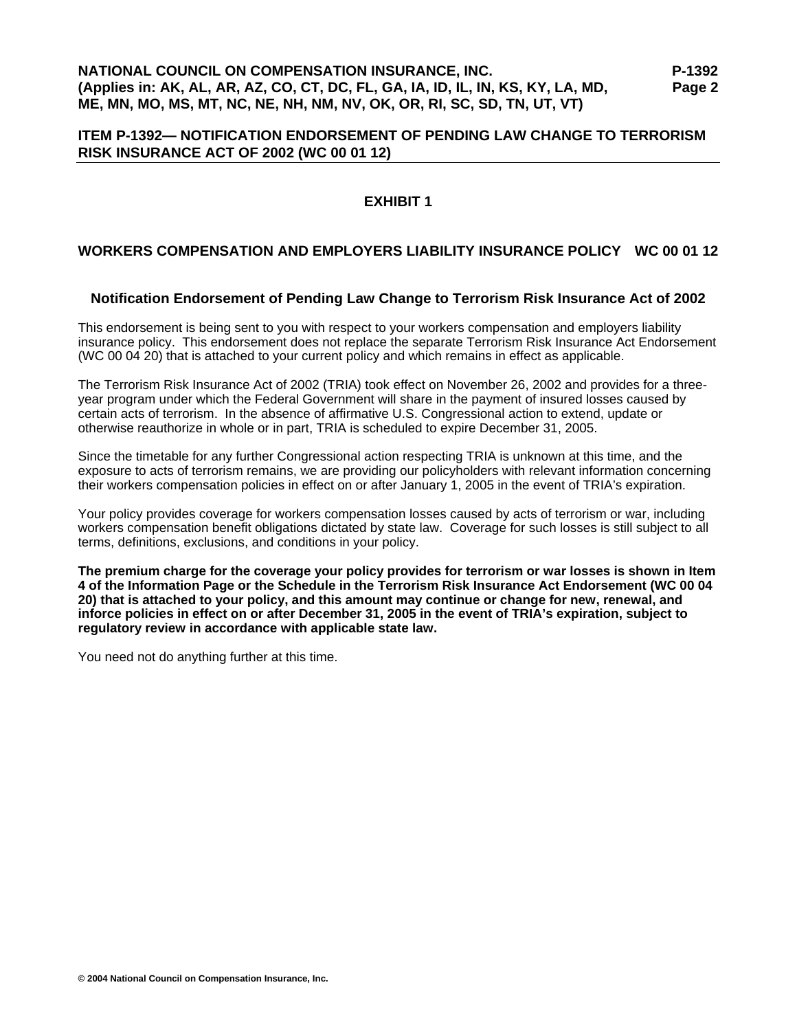## ITEM P-1392— NOTIFICATION ENDORSEMENT OF PENDING LAW CHANGE TO TERRORISM RISK INSURANCE ACT OF 2002 (WC 00 01 12)

### EXHIBIT 1

**WORKERS COMPENSATION AND EMPLOYERS LIABILITY INSURANCE POLICY WC 00 01 12**

### Notification Endorsement of Pending Law Change to Terrorism Risk Insurance Act of 2002

This endorsement is being sent to you with respect to your workers compensation and employers liability insurance policy. This endorsement does not replace the separate Terrorism Risk Insurance Act Endorsement (WC 00 04 20) that is attached to your current policy and which remains in effect as applicable.

The Terrorism Risk Insurance Act of 2002 (TRIA) took effect on November 26, 2002 and provides for a three-year program under which the Federal Government will share in the payment of insured losses caused by certain acts of terrorism. In the absence of affirmative U.S. Congressional action to extend, update or otherwise reauthorize in whole or in part, TRIA is scheduled to expire December 31, 2005.

Since the timetable for any further Congressional action respecting TRIA is unknown at this time, and the exposure to acts of terrorism remains, we are providing our policyholders with relevant information concerning their workers compensation policies in effect on or after January 1, 2005 in the event of TRIA's expiration.

Your policy provides coverage for workers compensation losses caused by acts of terrorism or war, including workers compensation benefit obligations dictated by state law. Coverage for such losses is still subject to all terms, definitions, exclusions, and conditions in your policy.

**The premium charge for the coverage your policy provides for terrorism or war losses is shown in Item 4 of the Information Page or the Schedule in the Terrorism Risk Insurance Act Endorsement (WC 00 04 20) that is attached to your policy, and this amount may continue or change for new, renewal, and inforce policies in effect on or after December 31, 2005 in the event of TRIA's expiration, subject to regulatory review in accordance with applicable state law.**

You need not do anything further at this time.